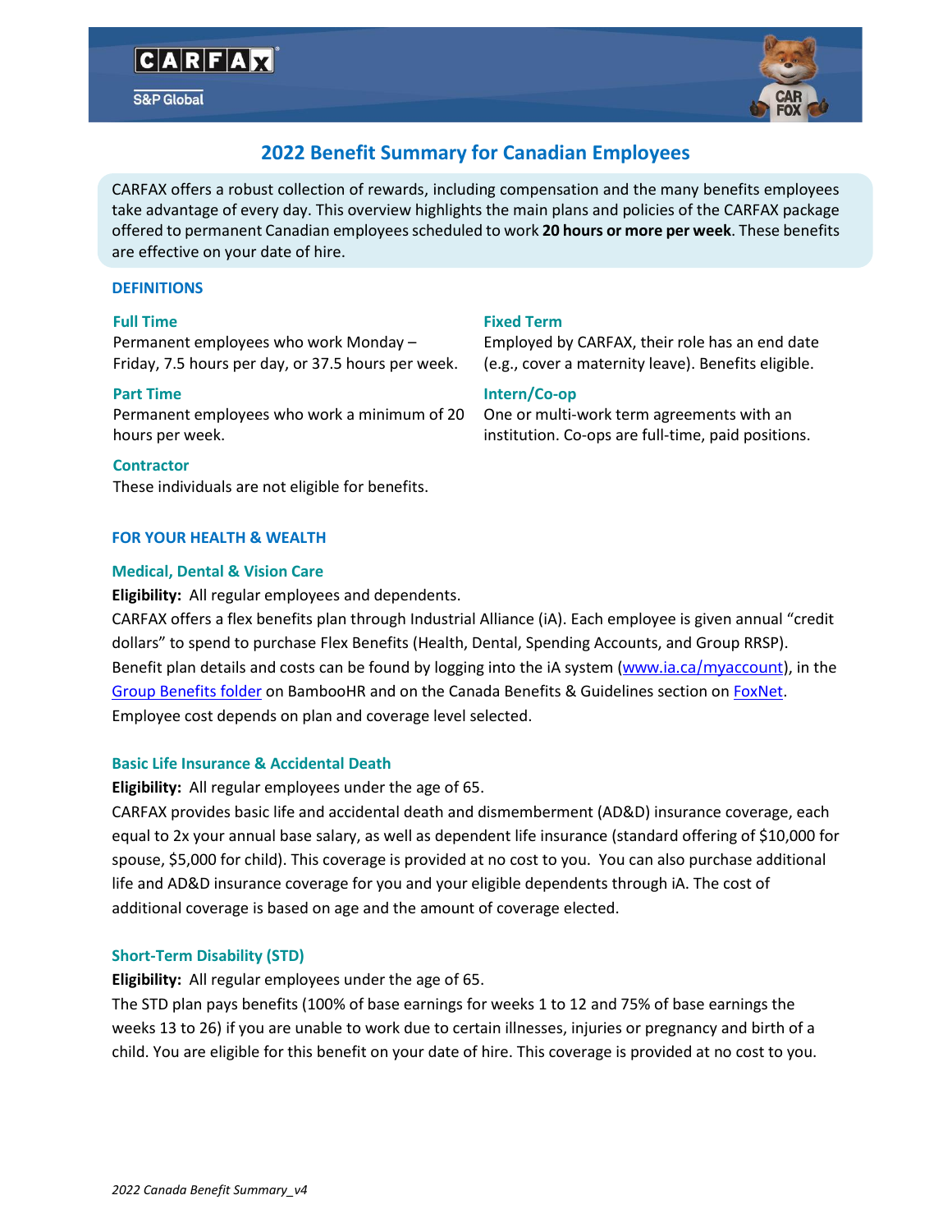CARFAX

S&P Global

# 2022 Benefit Summary for Canadian Employees

CARFAX offers a robust collection of rewards, including compensation and the many benefits employees take advantage of every day. This overview highlights the main plans and policies of the CARFAX package offered to permanent Canadian employees scheduled to work **20 hours or more per week**. These benefits are effective on your date of hire.

## DEFINITIONS

### Full Time

Permanent employees who work Monday – Friday, 7.5 hours per day, or 37.5 hours per week.

### Part Time

Permanent employees who work a minimum of 20 hours per week.

### Contractor

These individuals are not eligible for benefits.

### Fixed Term

Employed by CARFAX, their role has an end date (e.g., cover a maternity leave). Benefits eligible.

### Intern/Co-op

One or multi-work term agreements with an institution. Co-ops are full-time, paid positions.

## FOR YOUR HEALTH & WEALTH

### Medical, Dental & Vision Care

**Eligibility:** All regular employees and dependents.

CARFAX offers a flex benefits plan through Industrial Alliance (iA). Each employee is given annual "credit dollars" to spend to purchase Flex Benefits (Health, Dental, Spending Accounts, and Group RRSP). Benefit plan details and costs can be found by logging into the iA system (www.ia.ca/myaccount), in the Group Benefits folder on BambooHR and on the Canada Benefits & Guidelines section on FoxNet. Employee cost depends on plan and coverage level selected.

### Basic Life Insurance & Accidental Death

**Eligibility:** All regular employees under the age of 65.

CARFAX provides basic life and accidental death and dismemberment (AD&D) insurance coverage, each equal to 2x your annual base salary, as well as dependent life insurance (standard offering of $10,000 for spouse, $5,000 for child). This coverage is provided at no cost to you. You can also purchase additional life and AD&D insurance coverage for you and your eligible dependents through iA. The cost of additional coverage is based on age and the amount of coverage elected.

### Short-Term Disability (STD)

**Eligibility:** All regular employees under the age of 65.

The STD plan pays benefits (100% of base earnings for weeks 1 to 12 and 75% of base earnings the weeks 13 to 26) if you are unable to work due to certain illnesses, injuries or pregnancy and birth of a child. You are eligible for this benefit on your date of hire. This coverage is provided at no cost to you.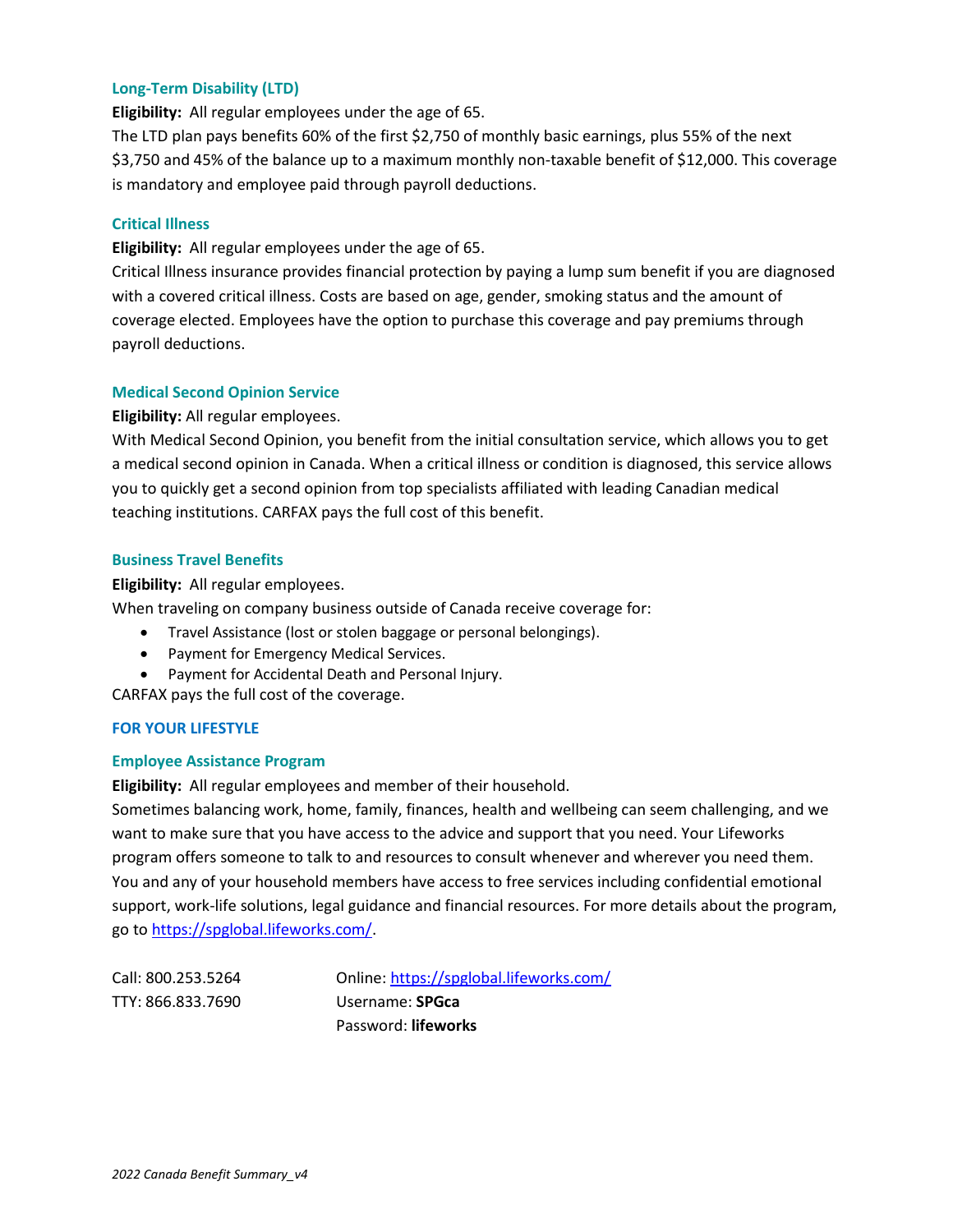### Long-Term Disability (LTD)

**Eligibility:** All regular employees under the age of 65.
The LTD plan pays benefits 60% of the first $2,750 of monthly basic earnings, plus 55% of the next $3,750 and 45% of the balance up to a maximum monthly non-taxable benefit of $12,000. This coverage is mandatory and employee paid through payroll deductions.

### Critical Illness

**Eligibility:** All regular employees under the age of 65.
Critical Illness insurance provides financial protection by paying a lump sum benefit if you are diagnosed with a covered critical illness. Costs are based on age, gender, smoking status and the amount of coverage elected. Employees have the option to purchase this coverage and pay premiums through payroll deductions.

### Medical Second Opinion Service

**Eligibility:** All regular employees.
With Medical Second Opinion, you benefit from the initial consultation service, which allows you to get a medical second opinion in Canada. When a critical illness or condition is diagnosed, this service allows you to quickly get a second opinion from top specialists affiliated with leading Canadian medical teaching institutions. CARFAX pays the full cost of this benefit.

### Business Travel Benefits

**Eligibility:** All regular employees.
When traveling on company business outside of Canada receive coverage for:

- Travel Assistance (lost or stolen baggage or personal belongings).
- Payment for Emergency Medical Services.
- Payment for Accidental Death and Personal Injury.

CARFAX pays the full cost of the coverage.

## FOR YOUR LIFESTYLE

### Employee Assistance Program

**Eligibility:** All regular employees and member of their household.
Sometimes balancing work, home, family, finances, health and wellbeing can seem challenging, and we want to make sure that you have access to the advice and support that you need. Your Lifeworks program offers someone to talk to and resources to consult whenever and wherever you need them. You and any of your household members have access to free services including confidential emotional support, work-life solutions, legal guidance and financial resources. For more details about the program, go to https://spglobal.lifeworks.com/.

Call: 800.253.5264
TTY: 866.833.7690

Online: https://spglobal.lifeworks.com/
Username: **SPGca**
Password: **lifeworks**

*2022 Canada Benefit Summary_v4*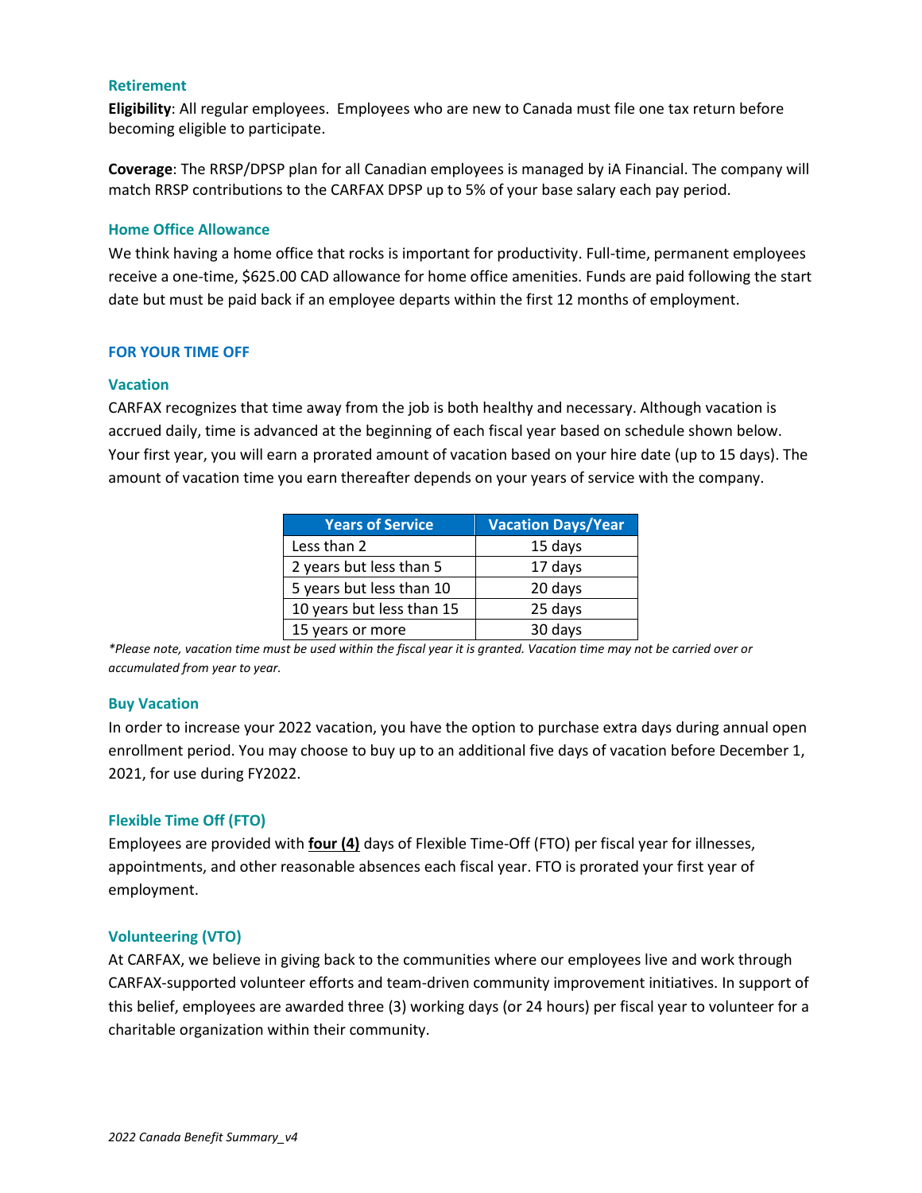### Retirement

**Eligibility**: All regular employees. Employees who are new to Canada must file one tax return before becoming eligible to participate.

**Coverage**: The RRSP/DPSP plan for all Canadian employees is managed by iA Financial. The company will match RRSP contributions to the CARFAX DPSP up to 5% of your base salary each pay period.

### Home Office Allowance

We think having a home office that rocks is important for productivity. Full-time, permanent employees receive a one-time, $625.00 CAD allowance for home office amenities. Funds are paid following the start date but must be paid back if an employee departs within the first 12 months of employment.

## FOR YOUR TIME OFF

### Vacation

CARFAX recognizes that time away from the job is both healthy and necessary. Although vacation is accrued daily, time is advanced at the beginning of each fiscal year based on schedule shown below. Your first year, you will earn a prorated amount of vacation based on your hire date (up to 15 days). The amount of vacation time you earn thereafter depends on your years of service with the company.

| Years of Service | Vacation Days/Year |
|---|---|
| Less than 2 | 15 days |
| 2 years but less than 5 | 17 days |
| 5 years but less than 10 | 20 days |
| 10 years but less than 15 | 25 days |
| 15 years or more | 30 days |

*\*Please note, vacation time must be used within the fiscal year it is granted. Vacation time may not be carried over or accumulated from year to year.*

### Buy Vacation

In order to increase your 2022 vacation, you have the option to purchase extra days during annual open enrollment period. You may choose to buy up to an additional five days of vacation before December 1, 2021, for use during FY2022.

### Flexible Time Off (FTO)

Employees are provided with **four (4)** days of Flexible Time-Off (FTO) per fiscal year for illnesses, appointments, and other reasonable absences each fiscal year. FTO is prorated your first year of employment.

### Volunteering (VTO)

At CARFAX, we believe in giving back to the communities where our employees live and work through CARFAX-supported volunteer efforts and team-driven community improvement initiatives. In support of this belief, employees are awarded three (3) working days (or 24 hours) per fiscal year to volunteer for a charitable organization within their community.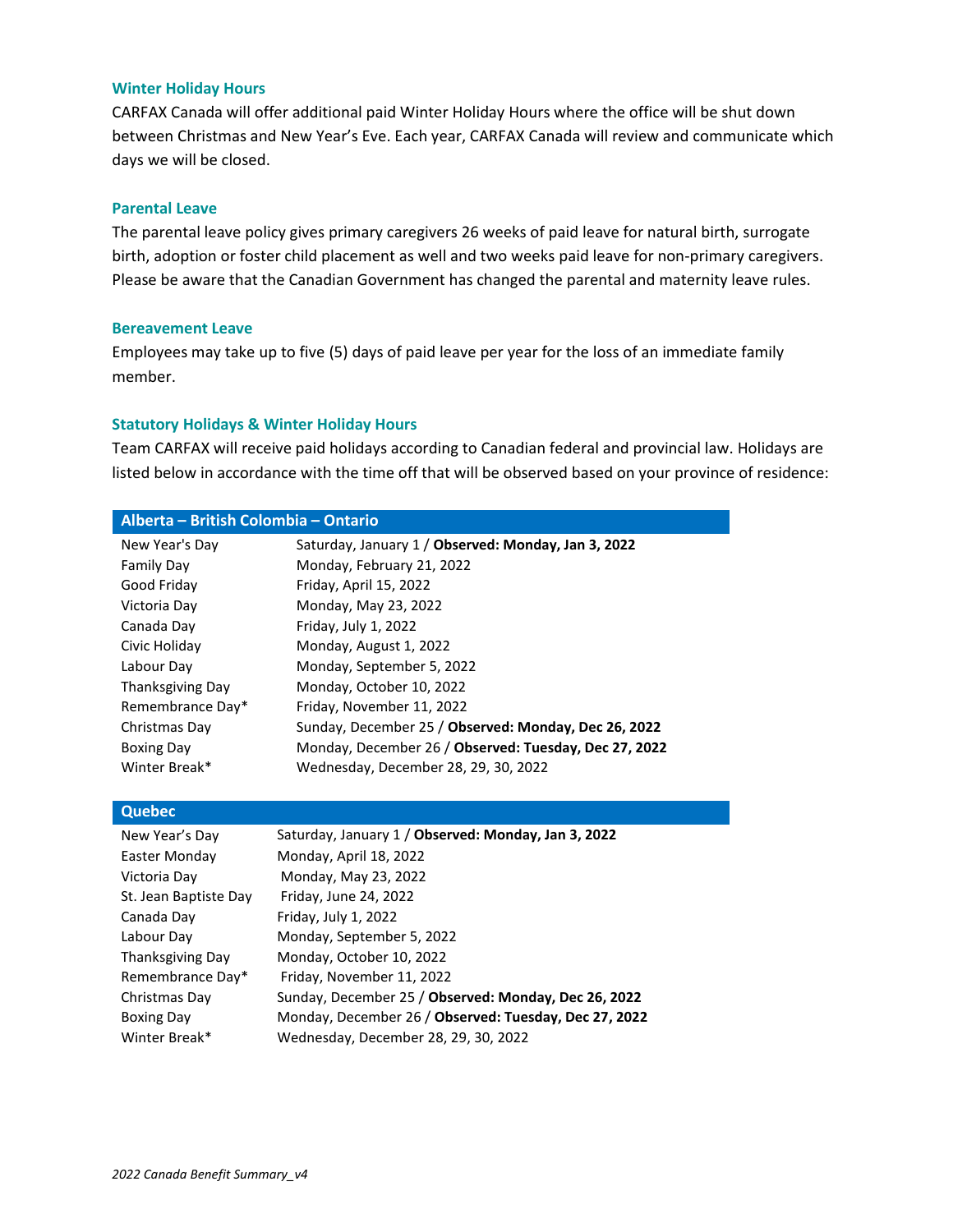### Winter Holiday Hours

CARFAX Canada will offer additional paid Winter Holiday Hours where the office will be shut down between Christmas and New Year's Eve. Each year, CARFAX Canada will review and communicate which days we will be closed.

### Parental Leave

The parental leave policy gives primary caregivers 26 weeks of paid leave for natural birth, surrogate birth, adoption or foster child placement as well and two weeks paid leave for non-primary caregivers. Please be aware that the Canadian Government has changed the parental and maternity leave rules.

### Bereavement Leave

Employees may take up to five (5) days of paid leave per year for the loss of an immediate family member.

### Statutory Holidays & Winter Holiday Hours

Team CARFAX will receive paid holidays according to Canadian federal and provincial law. Holidays are listed below in accordance with the time off that will be observed based on your province of residence:

| Alberta – British Colombia – Ontario | |
|---|---|
| New Year's Day | Saturday, January 1 / **Observed: Monday, Jan 3, 2022** |
| Family Day | Monday, February 21, 2022 |
| Good Friday | Friday, April 15, 2022 |
| Victoria Day | Monday, May 23, 2022 |
| Canada Day | Friday, July 1, 2022 |
| Civic Holiday | Monday, August 1, 2022 |
| Labour Day | Monday, September 5, 2022 |
| Thanksgiving Day | Monday, October 10, 2022 |
| Remembrance Day* | Friday, November 11, 2022 |
| Christmas Day | Sunday, December 25 / **Observed: Monday, Dec 26, 2022** |
| Boxing Day | Monday, December 26 / **Observed: Tuesday, Dec 27, 2022** |
| Winter Break* | Wednesday, December 28, 29, 30, 2022 |

| Quebec | |
|---|---|
| New Year's Day | Saturday, January 1 / **Observed: Monday, Jan 3, 2022** |
| Easter Monday | Monday, April 18, 2022 |
| Victoria Day | Monday, May 23, 2022 |
| St. Jean Baptiste Day | Friday, June 24, 2022 |
| Canada Day | Friday, July 1, 2022 |
| Labour Day | Monday, September 5, 2022 |
| Thanksgiving Day | Monday, October 10, 2022 |
| Remembrance Day* | Friday, November 11, 2022 |
| Christmas Day | Sunday, December 25 / **Observed: Monday, Dec 26, 2022** |
| Boxing Day | Monday, December 26 / **Observed: Tuesday, Dec 27, 2022** |
| Winter Break* | Wednesday, December 28, 29, 30, 2022 |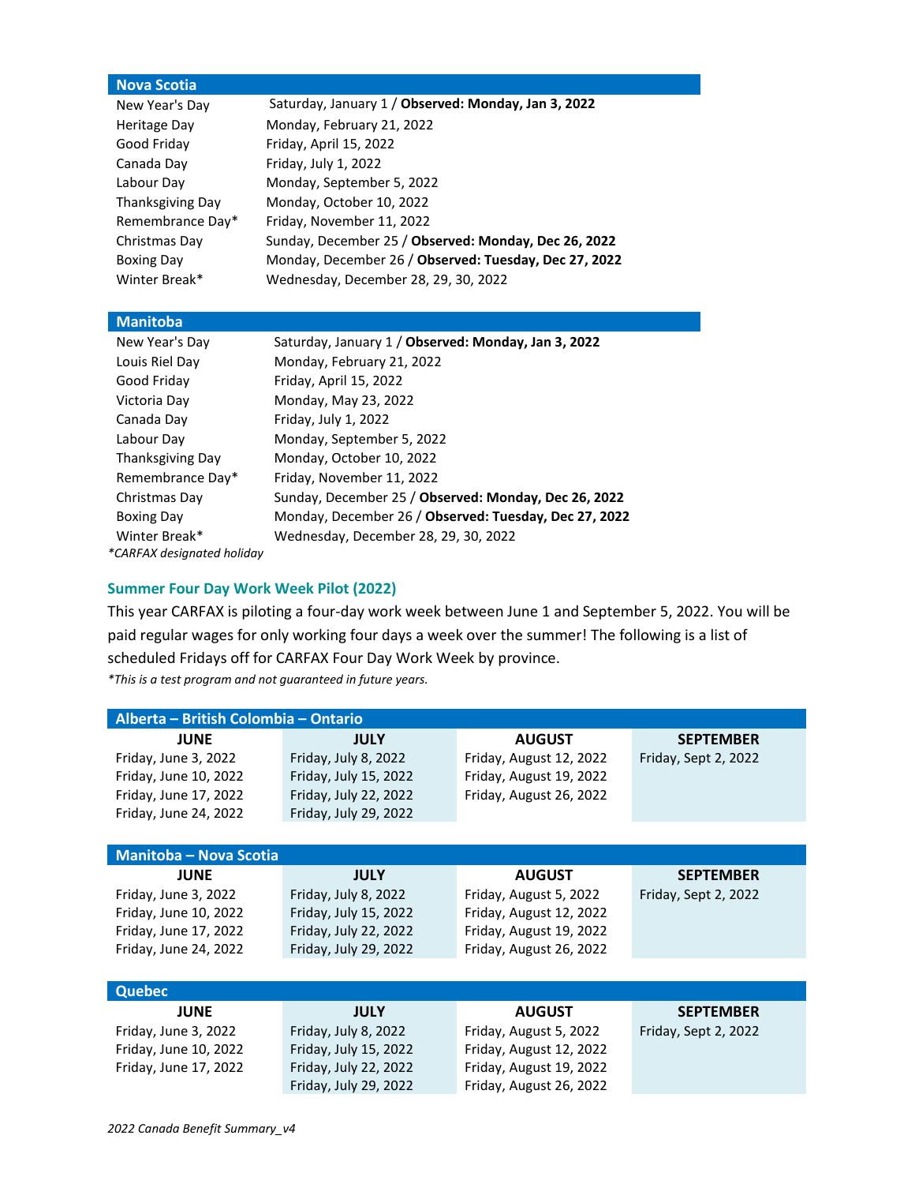| Nova Scotia | |
|---|---|
| New Year's Day | Saturday, January 1 / **Observed: Monday, Jan 3, 2022** |
| Heritage Day | Monday, February 21, 2022 |
| Good Friday | Friday, April 15, 2022 |
| Canada Day | Friday, July 1, 2022 |
| Labour Day | Monday, September 5, 2022 |
| Thanksgiving Day | Monday, October 10, 2022 |
| Remembrance Day* | Friday, November 11, 2022 |
| Christmas Day | Sunday, December 25 / **Observed: Monday, Dec 26, 2022** |
| Boxing Day | Monday, December 26 / **Observed: Tuesday, Dec 27, 2022** |
| Winter Break* | Wednesday, December 28, 29, 30, 2022 |

| Manitoba | |
|---|---|
| New Year's Day | Saturday, January 1 / **Observed: Monday, Jan 3, 2022** |
| Louis Riel Day | Monday, February 21, 2022 |
| Good Friday | Friday, April 15, 2022 |
| Victoria Day | Monday, May 23, 2022 |
| Canada Day | Friday, July 1, 2022 |
| Labour Day | Monday, September 5, 2022 |
| Thanksgiving Day | Monday, October 10, 2022 |
| Remembrance Day* | Friday, November 11, 2022 |
| Christmas Day | Sunday, December 25 / **Observed: Monday, Dec 26, 2022** |
| Boxing Day | Monday, December 26 / **Observed: Tuesday, Dec 27, 2022** |
| Winter Break* | Wednesday, December 28, 29, 30, 2022 |

*\*CARFAX designated holiday*

## Summer Four Day Work Week Pilot (2022)

This year CARFAX is piloting a four-day work week between June 1 and September 5, 2022. You will be paid regular wages for only working four days a week over the summer! The following is a list of scheduled Fridays off for CARFAX Four Day Work Week by province.

*\*This is a test program and not guaranteed in future years.*

**Alberta – British Colombia – Ontario**

| JUNE | JULY | AUGUST | SEPTEMBER |
|---|---|---|---|
| Friday, June 3, 2022 | Friday, July 8, 2022 | Friday, August 12, 2022 | Friday, Sept 2, 2022 |
| Friday, June 10, 2022 | Friday, July 15, 2022 | Friday, August 19, 2022 | |
| Friday, June 17, 2022 | Friday, July 22, 2022 | Friday, August 26, 2022 | |
| Friday, June 24, 2022 | Friday, July 29, 2022 | | |

**Manitoba – Nova Scotia**

| JUNE | JULY | AUGUST | SEPTEMBER |
|---|---|---|---|
| Friday, June 3, 2022 | Friday, July 8, 2022 | Friday, August 5, 2022 | Friday, Sept 2, 2022 |
| Friday, June 10, 2022 | Friday, July 15, 2022 | Friday, August 12, 2022 | |
| Friday, June 17, 2022 | Friday, July 22, 2022 | Friday, August 19, 2022 | |
| Friday, June 24, 2022 | Friday, July 29, 2022 | Friday, August 26, 2022 | |

**Quebec**

| JUNE | JULY | AUGUST | SEPTEMBER |
|---|---|---|---|
| Friday, June 3, 2022 | Friday, July 8, 2022 | Friday, August 5, 2022 | Friday, Sept 2, 2022 |
| Friday, June 10, 2022 | Friday, July 15, 2022 | Friday, August 12, 2022 | |
| Friday, June 17, 2022 | Friday, July 22, 2022 | Friday, August 19, 2022 | |
| | Friday, July 29, 2022 | Friday, August 26, 2022 | |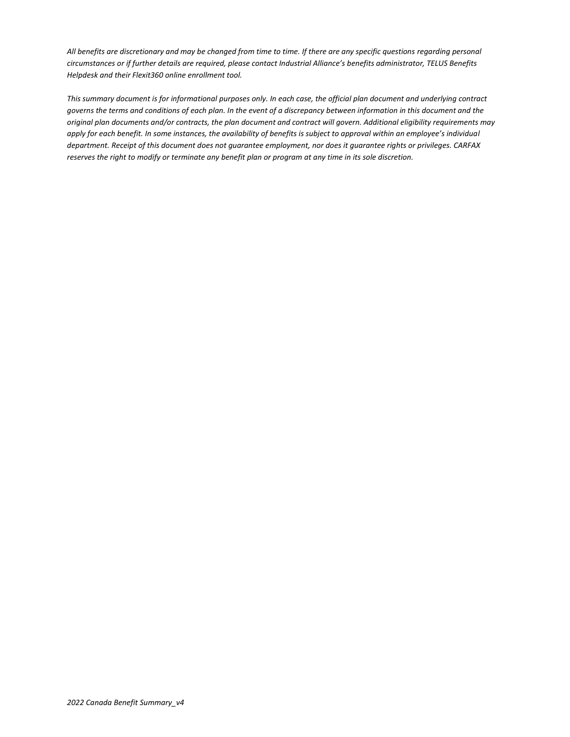*All benefits are discretionary and may be changed from time to time. If there are any specific questions regarding personal circumstances or if further details are required, please contact Industrial Alliance's benefits administrator, TELUS Benefits Helpdesk and their Flexit360 online enrollment tool.*

*This summary document is for informational purposes only. In each case, the official plan document and underlying contract governs the terms and conditions of each plan. In the event of a discrepancy between information in this document and the original plan documents and/or contracts, the plan document and contract will govern. Additional eligibility requirements may apply for each benefit. In some instances, the availability of benefits is subject to approval within an employee's individual department. Receipt of this document does not guarantee employment, nor does it guarantee rights or privileges. CARFAX reserves the right to modify or terminate any benefit plan or program at any time in its sole discretion.*